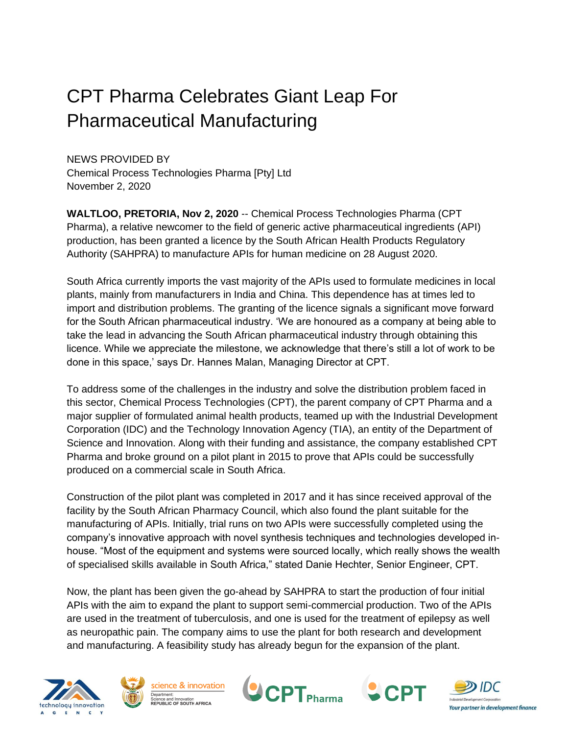# CPT Pharma Celebrates Giant Leap For Pharmaceutical Manufacturing

NEWS PROVIDED BY
Chemical Process Technologies Pharma [Pty] Ltd
November 2, 2020

**WALTLOO, PRETORIA, Nov 2, 2020** -- Chemical Process Technologies Pharma (CPT Pharma), a relative newcomer to the field of generic active pharmaceutical ingredients (API) production, has been granted a licence by the South African Health Products Regulatory Authority (SAHPRA) to manufacture APIs for human medicine on 28 August 2020.

South Africa currently imports the vast majority of the APIs used to formulate medicines in local plants, mainly from manufacturers in India and China. This dependence has at times led to import and distribution problems. The granting of the licence signals a significant move forward for the South African pharmaceutical industry. 'We are honoured as a company at being able to take the lead in advancing the South African pharmaceutical industry through obtaining this licence. While we appreciate the milestone, we acknowledge that there's still a lot of work to be done in this space,' says Dr. Hannes Malan, Managing Director at CPT.

To address some of the challenges in the industry and solve the distribution problem faced in this sector, Chemical Process Technologies (CPT), the parent company of CPT Pharma and a major supplier of formulated animal health products, teamed up with the Industrial Development Corporation (IDC) and the Technology Innovation Agency (TIA), an entity of the Department of Science and Innovation. Along with their funding and assistance, the company established CPT Pharma and broke ground on a pilot plant in 2015 to prove that APIs could be successfully produced on a commercial scale in South Africa.

Construction of the pilot plant was completed in 2017 and it has since received approval of the facility by the South African Pharmacy Council, which also found the plant suitable for the manufacturing of APIs. Initially, trial runs on two APIs were successfully completed using the company's innovative approach with novel synthesis techniques and technologies developed in-house. "Most of the equipment and systems were sourced locally, which really shows the wealth of specialised skills available in South Africa," stated Danie Hechter, Senior Engineer, CPT.

Now, the plant has been given the go-ahead by SAHPRA to start the production of four initial APIs with the aim to expand the plant to support semi-commercial production. Two of the APIs are used in the treatment of tuberculosis, and one is used for the treatment of epilepsy as well as neuropathic pain. The company aims to use the plant for both research and development and manufacturing. A feasibility study has already begun for the expansion of the plant.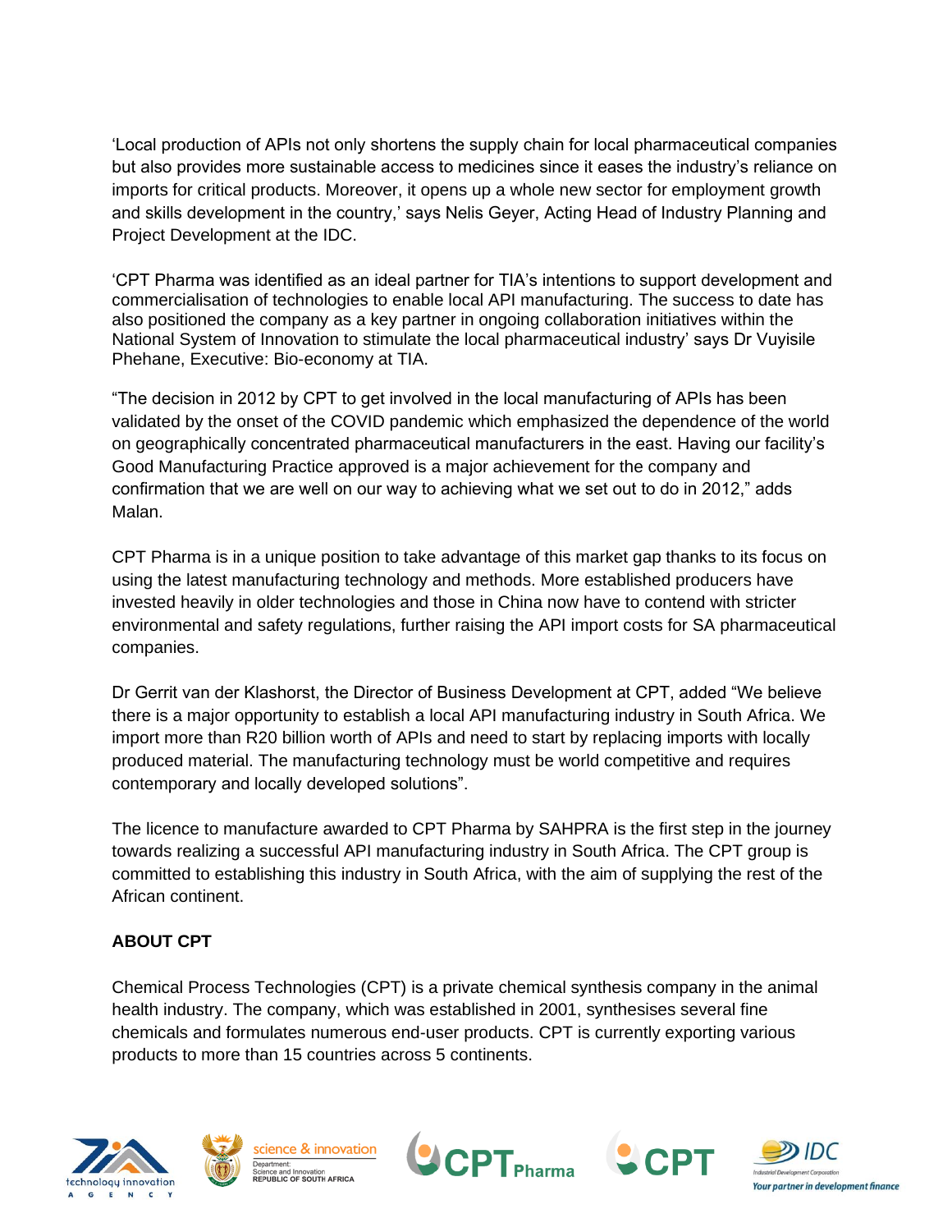'Local production of APIs not only shortens the supply chain for local pharmaceutical companies but also provides more sustainable access to medicines since it eases the industry's reliance on imports for critical products. Moreover, it opens up a whole new sector for employment growth and skills development in the country,' says Nelis Geyer, Acting Head of Industry Planning and Project Development at the IDC.

'CPT Pharma was identified as an ideal partner for TIA's intentions to support development and commercialisation of technologies to enable local API manufacturing. The success to date has also positioned the company as a key partner in ongoing collaboration initiatives within the National System of Innovation to stimulate the local pharmaceutical industry' says Dr Vuyisile Phehane, Executive: Bio-economy at TIA.

"The decision in 2012 by CPT to get involved in the local manufacturing of APIs has been validated by the onset of the COVID pandemic which emphasized the dependence of the world on geographically concentrated pharmaceutical manufacturers in the east. Having our facility's Good Manufacturing Practice approved is a major achievement for the company and confirmation that we are well on our way to achieving what we set out to do in 2012," adds Malan.

CPT Pharma is in a unique position to take advantage of this market gap thanks to its focus on using the latest manufacturing technology and methods. More established producers have invested heavily in older technologies and those in China now have to contend with stricter environmental and safety regulations, further raising the API import costs for SA pharmaceutical companies.

Dr Gerrit van der Klashorst, the Director of Business Development at CPT, added "We believe there is a major opportunity to establish a local API manufacturing industry in South Africa. We import more than R20 billion worth of APIs and need to start by replacing imports with locally produced material. The manufacturing technology must be world competitive and requires contemporary and locally developed solutions".

The licence to manufacture awarded to CPT Pharma by SAHPRA is the first step in the journey towards realizing a successful API manufacturing industry in South Africa. The CPT group is committed to establishing this industry in South Africa, with the aim of supplying the rest of the African continent.

**ABOUT CPT**

Chemical Process Technologies (CPT) is a private chemical synthesis company in the animal health industry. The company, which was established in 2001, synthesises several fine chemicals and formulates numerous end-user products. CPT is currently exporting various products to more than 15 countries across 5 continents.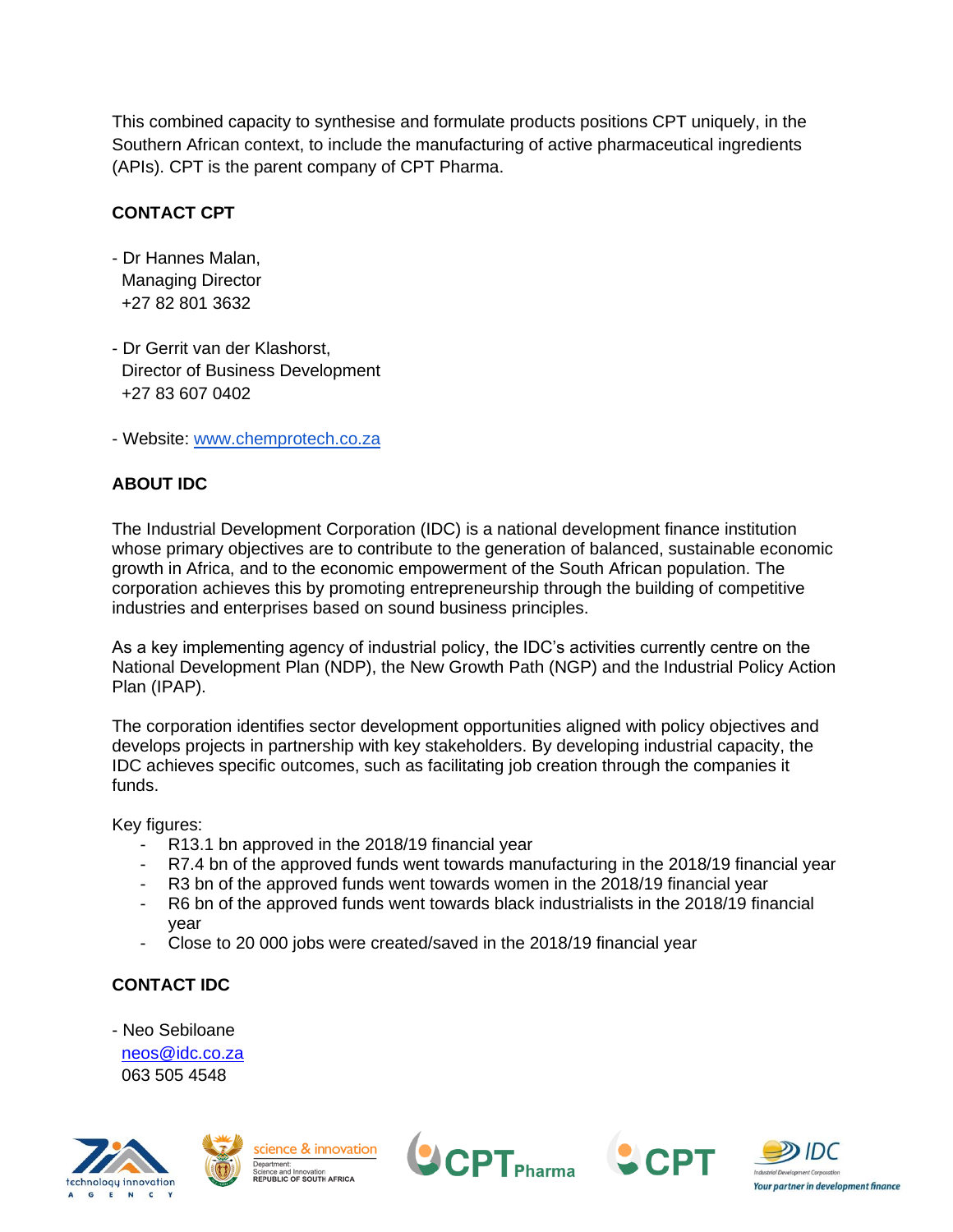This combined capacity to synthesise and formulate products positions CPT uniquely, in the Southern African context, to include the manufacturing of active pharmaceutical ingredients (APIs). CPT is the parent company of CPT Pharma.

**CONTACT CPT**

- Dr Hannes Malan,
  Managing Director
  +27 82 801 3632

- Dr Gerrit van der Klashorst,
  Director of Business Development
  +27 83 607 0402

- Website: [www.chemprotech.co.za](http://www.chemprotech.co.za)

**ABOUT IDC**

The Industrial Development Corporation (IDC) is a national development finance institution whose primary objectives are to contribute to the generation of balanced, sustainable economic growth in Africa, and to the economic empowerment of the South African population. The corporation achieves this by promoting entrepreneurship through the building of competitive industries and enterprises based on sound business principles.

As a key implementing agency of industrial policy, the IDC's activities currently centre on the National Development Plan (NDP), the New Growth Path (NGP) and the Industrial Policy Action Plan (IPAP).

The corporation identifies sector development opportunities aligned with policy objectives and develops projects in partnership with key stakeholders. By developing industrial capacity, the IDC achieves specific outcomes, such as facilitating job creation through the companies it funds.

Key figures:

- R13.1 bn approved in the 2018/19 financial year
- R7.4 bn of the approved funds went towards manufacturing in the 2018/19 financial year
- R3 bn of the approved funds went towards women in the 2018/19 financial year
- R6 bn of the approved funds went towards black industrialists in the 2018/19 financial year
- Close to 20 000 jobs were created/saved in the 2018/19 financial year

**CONTACT IDC**

- Neo Sebiloane
  [neos@idc.co.za](mailto:neos@idc.co.za)
  063 505 4548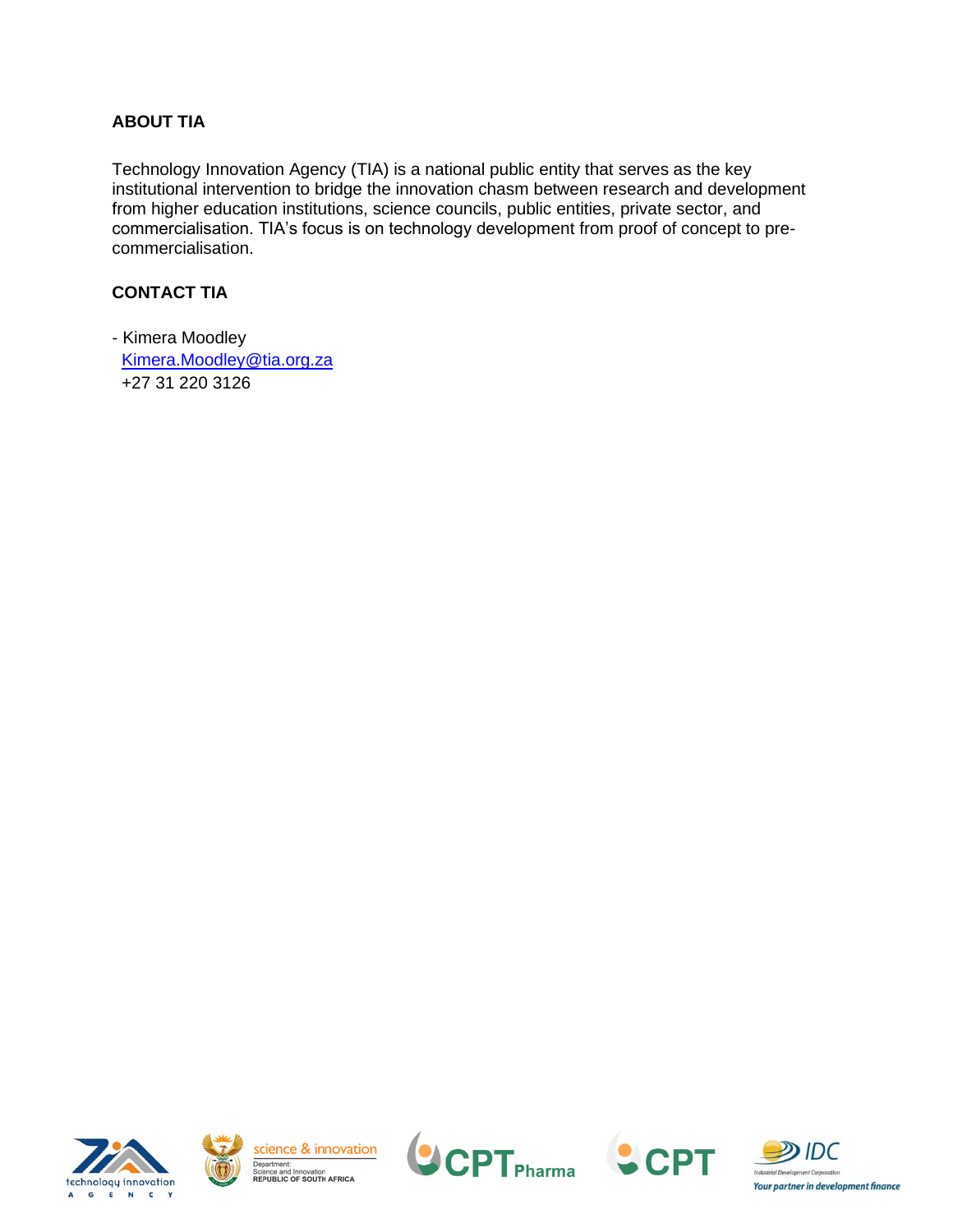**ABOUT TIA**

Technology Innovation Agency (TIA) is a national public entity that serves as the key institutional intervention to bridge the innovation chasm between research and development from higher education institutions, science councils, public entities, private sector, and commercialisation. TIA's focus is on technology development from proof of concept to pre-commercialisation.

**CONTACT TIA**

- Kimera Moodley
  Kimera.Moodley@tia.org.za
  +27 31 220 3126